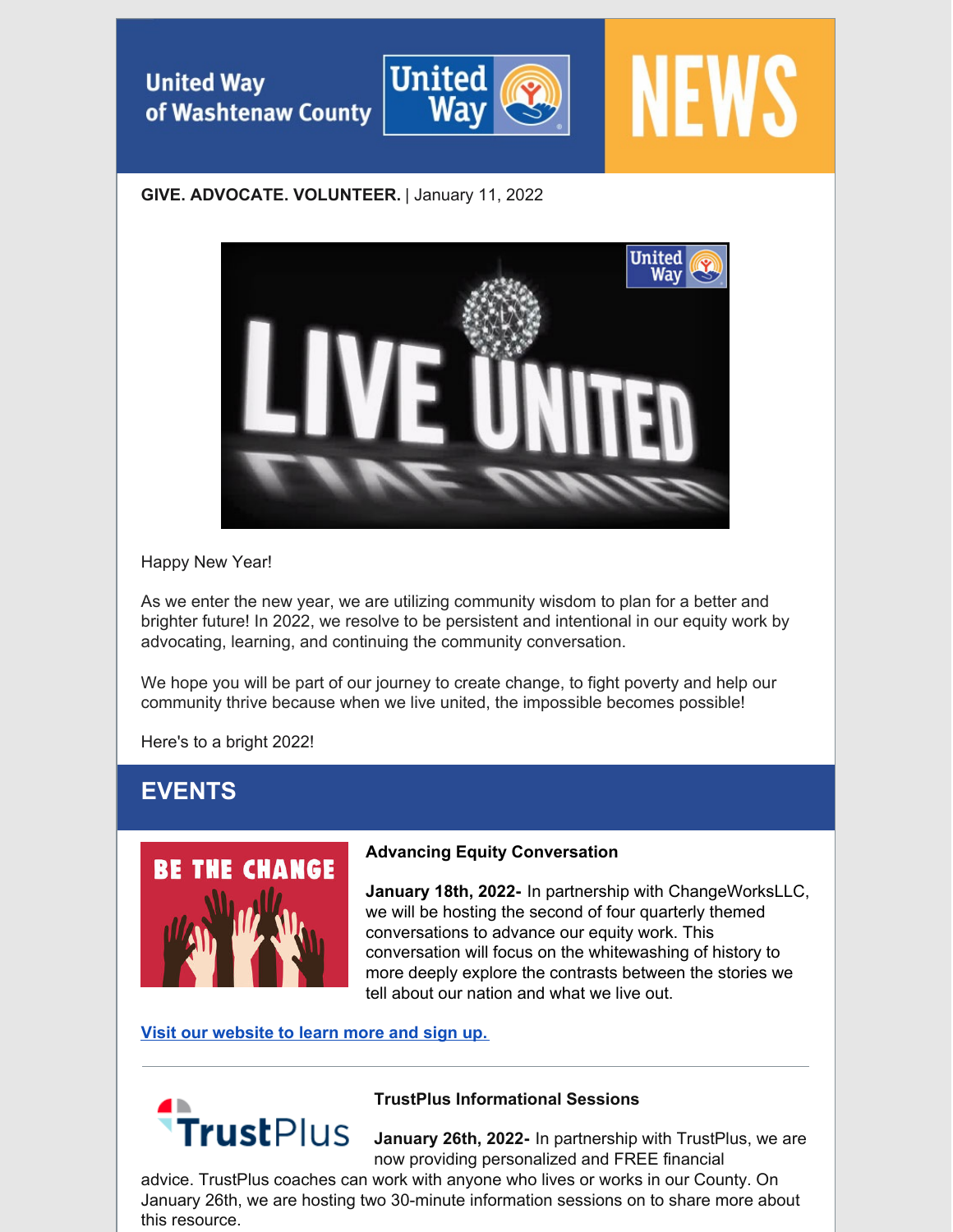United Way of Washtenaw County

# NEWS

**GIVE. ADVOCATE. VOLUNTEER.** | January 11, 2022

Happy New Year!

As we enter the new year, we are utilizing community wisdom to plan for a better and brighter future! In 2022, we resolve to be persistent and intentional in our equity work by advocating, learning, and continuing the community conversation.

We hope you will be part of our journey to create change, to fight poverty and help our community thrive because when we live united, the impossible becomes possible!

Here's to a bright 2022!

## EVENTS

### Advancing Equity Conversation

**January 18th, 2022-** In partnership with ChangeWorksLLC, we will be hosting the second of four quarterly themed conversations to advance our equity work. This conversation will focus on the whitewashing of history to more deeply explore the contrasts between the stories we tell about our nation and what we live out.

[Visit our website to learn more and sign up.]

---

### TrustPlus Informational Sessions

**January 26th, 2022-** In partnership with TrustPlus, we are now providing personalized and FREE financial advice. TrustPlus coaches can work with anyone who lives or works in our County. On January 26th, we are hosting two 30-minute information sessions on to share more about this resource.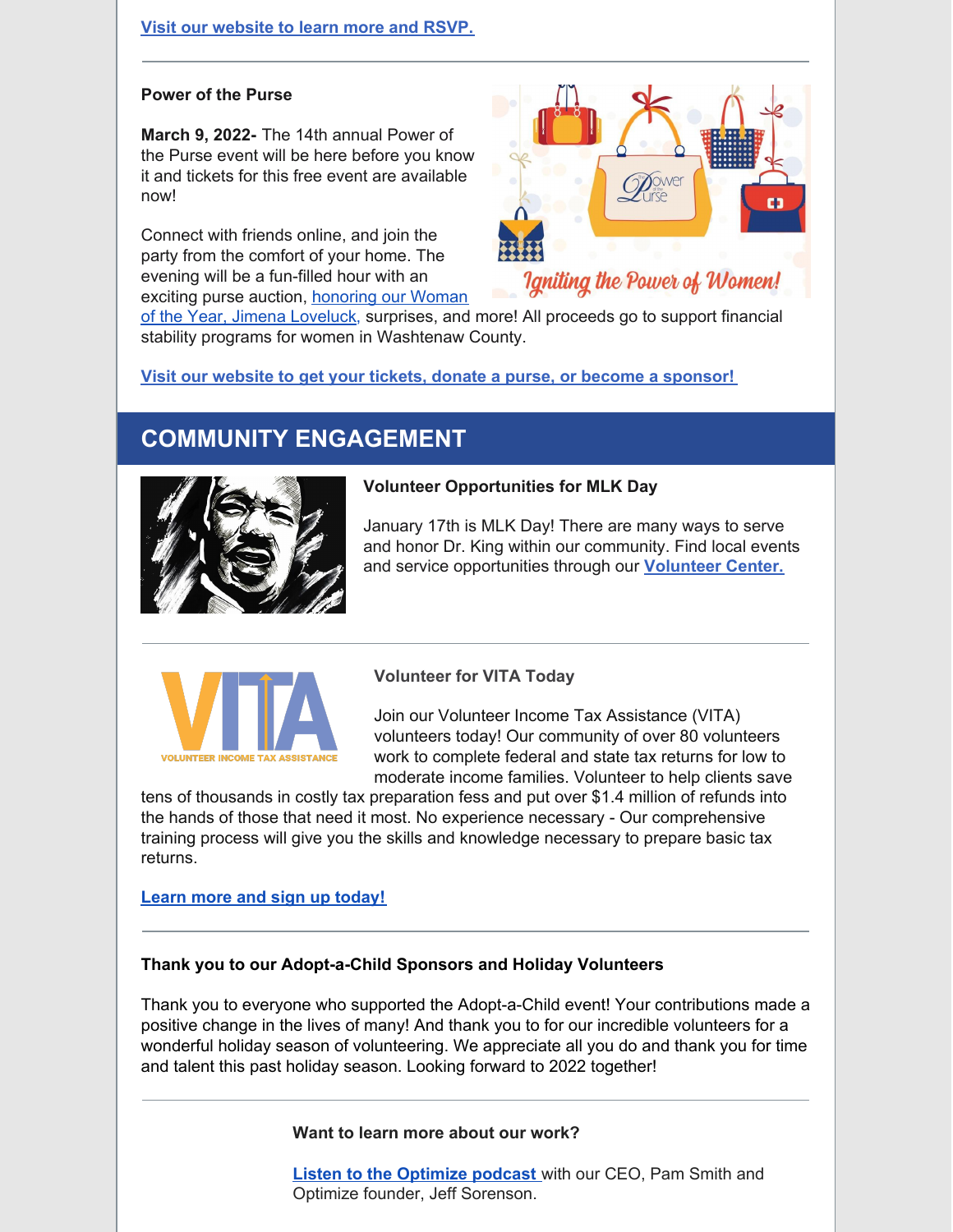Visit our website to learn more and RSVP.

---

**Power of the Purse**

**March 9, 2022-** The 14th annual Power of the Purse event will be here before you know it and tickets for this free event are available now!

Connect with friends online, and join the party from the comfort of your home. The evening will be a fun-filled hour with an exciting purse auction, honoring our Woman of the Year, Jimena Loveluck, surprises, and more! All proceeds go to support financial stability programs for women in Washtenaw County.

**Visit our website to get your tickets, donate a purse, or become a sponsor!**

## COMMUNITY ENGAGEMENT

**Volunteer Opportunities for MLK Day**

January 17th is MLK Day! There are many ways to serve and honor Dr. King within our community. Find local events and service opportunities through our **Volunteer Center.**

---

**Volunteer for VITA Today**

Join our Volunteer Income Tax Assistance (VITA) volunteers today! Our community of over 80 volunteers work to complete federal and state tax returns for low to moderate income families. Volunteer to help clients save tens of thousands in costly tax preparation fess and put over $1.4 million of refunds into the hands of those that need it most. No experience necessary - Our comprehensive training process will give you the skills and knowledge necessary to prepare basic tax returns.

**Learn more and sign up today!**

---

**Thank you to our Adopt-a-Child Sponsors and Holiday Volunteers**

Thank you to everyone who supported the Adopt-a-Child event! Your contributions made a positive change in the lives of many! And thank you to for our incredible volunteers for a wonderful holiday season of volunteering. We appreciate all you do and thank you for time and talent this past holiday season. Looking forward to 2022 together!

---

**Want to learn more about our work?**

**Listen to the Optimize podcast** with our CEO, Pam Smith and Optimize founder, Jeff Sorenson.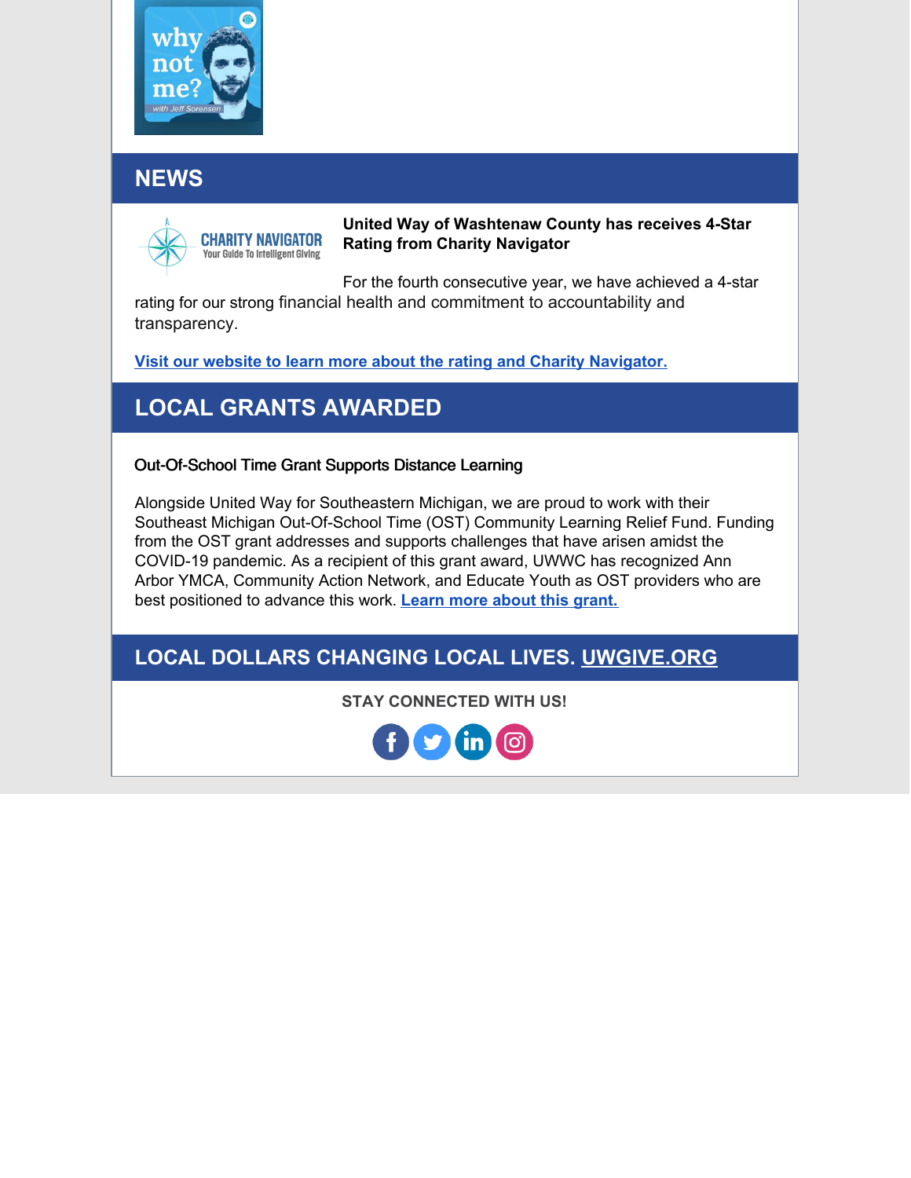## NEWS

**United Way of Washtenaw County has receives 4-Star Rating from Charity Navigator**

For the fourth consecutive year, we have achieved a 4-star rating for our strong financial health and commitment to accountability and transparency.

**Visit our website to learn more about the rating and Charity Navigator.**

## LOCAL GRANTS AWARDED

Out-Of-School Time Grant Supports Distance Learning

Alongside United Way for Southeastern Michigan, we are proud to work with their Southeast Michigan Out-Of-School Time (OST) Community Learning Relief Fund. Funding from the OST grant addresses and supports challenges that have arisen amidst the COVID-19 pandemic. As a recipient of this grant award, UWWC has recognized Ann Arbor YMCA, Community Action Network, and Educate Youth as OST providers who are best positioned to advance this work. **Learn more about this grant.**

## LOCAL DOLLARS CHANGING LOCAL LIVES. UWGIVE.ORG

**STAY CONNECTED WITH US!**